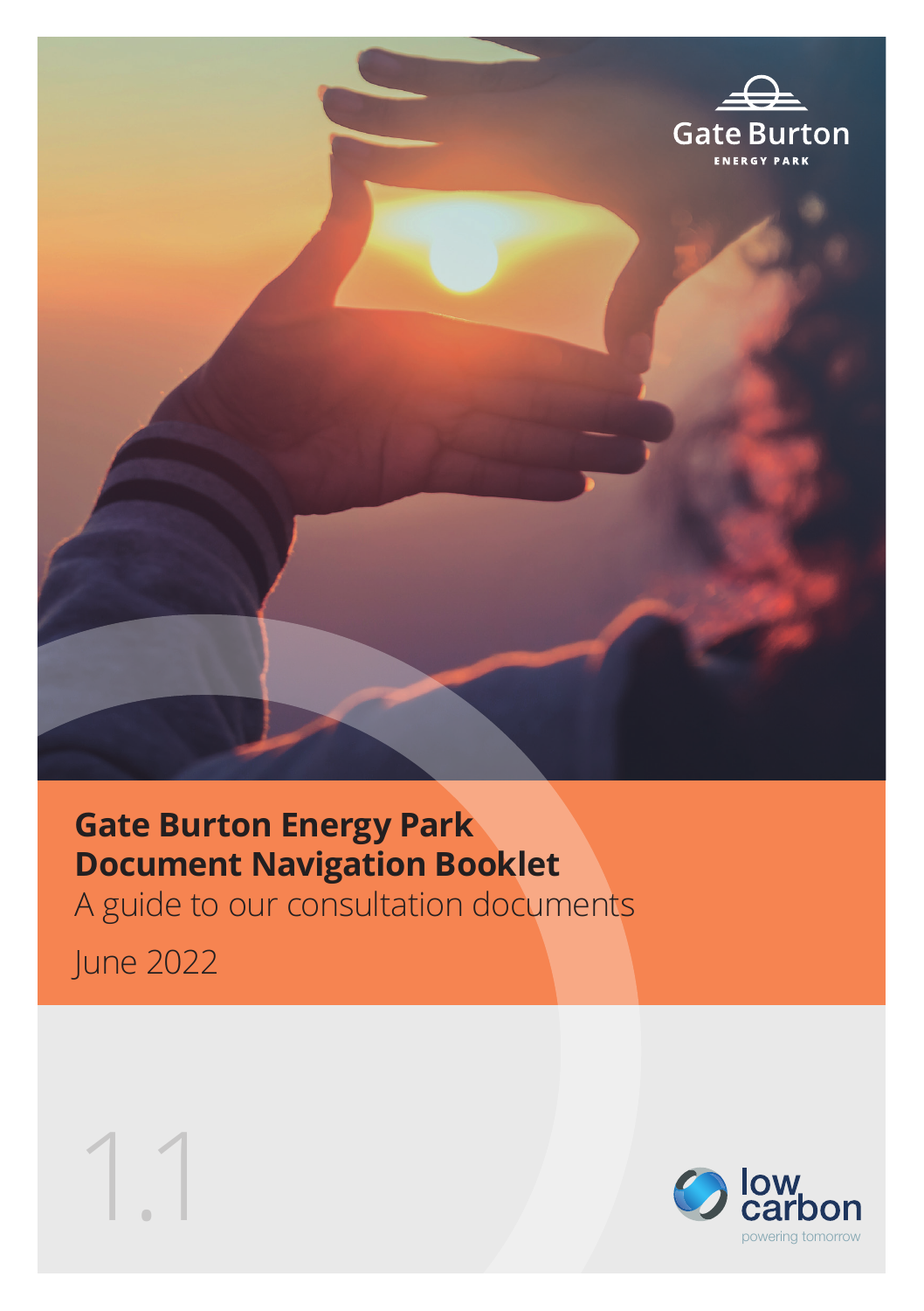Gate Burton

ENERGY PARK

# Gate Burton Energy Park Document Navigation Booklet

A guide to our consultation documents

June 2022

1.1

low carbon

powering tomorrow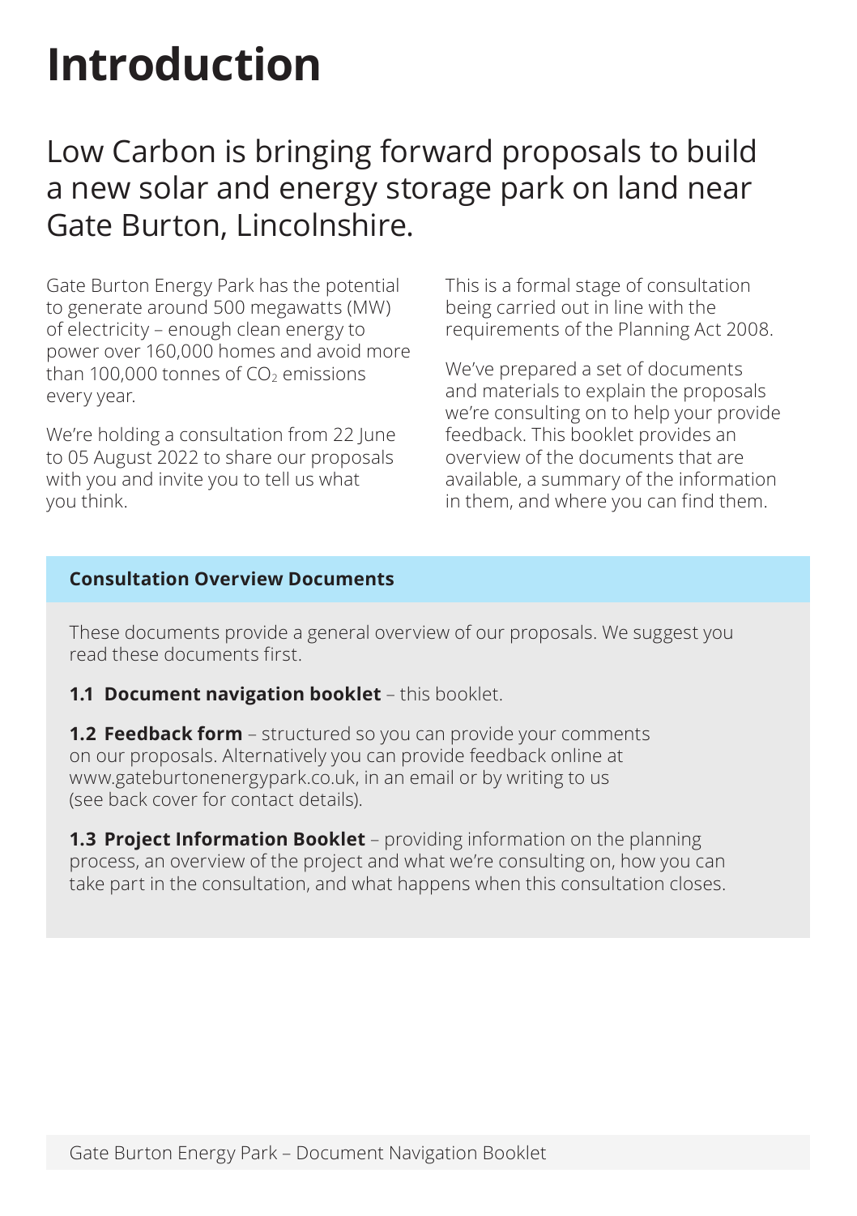# Introduction

## Low Carbon is bringing forward proposals to build a new solar and energy storage park on land near Gate Burton, Lincolnshire.

Gate Burton Energy Park has the potential to generate around 500 megawatts (MW) of electricity – enough clean energy to power over 160,000 homes and avoid more than 100,000 tonnes of $CO_2$ emissions every year.

We're holding a consultation from 22 June to 05 August 2022 to share our proposals with you and invite you to tell us what you think.

This is a formal stage of consultation being carried out in line with the requirements of the Planning Act 2008.

We've prepared a set of documents and materials to explain the proposals we're consulting on to help your provide feedback. This booklet provides an overview of the documents that are available, a summary of the information in them, and where you can find them.

**Consultation Overview Documents**

These documents provide a general overview of our proposals. We suggest you read these documents first.

**1.1 Document navigation booklet** – this booklet.

**1.2 Feedback form** – structured so you can provide your comments on our proposals. Alternatively you can provide feedback online at www.gateburtonenergypark.co.uk, in an email or by writing to us (see back cover for contact details).

**1.3 Project Information Booklet** – providing information on the planning process, an overview of the project and what we're consulting on, how you can take part in the consultation, and what happens when this consultation closes.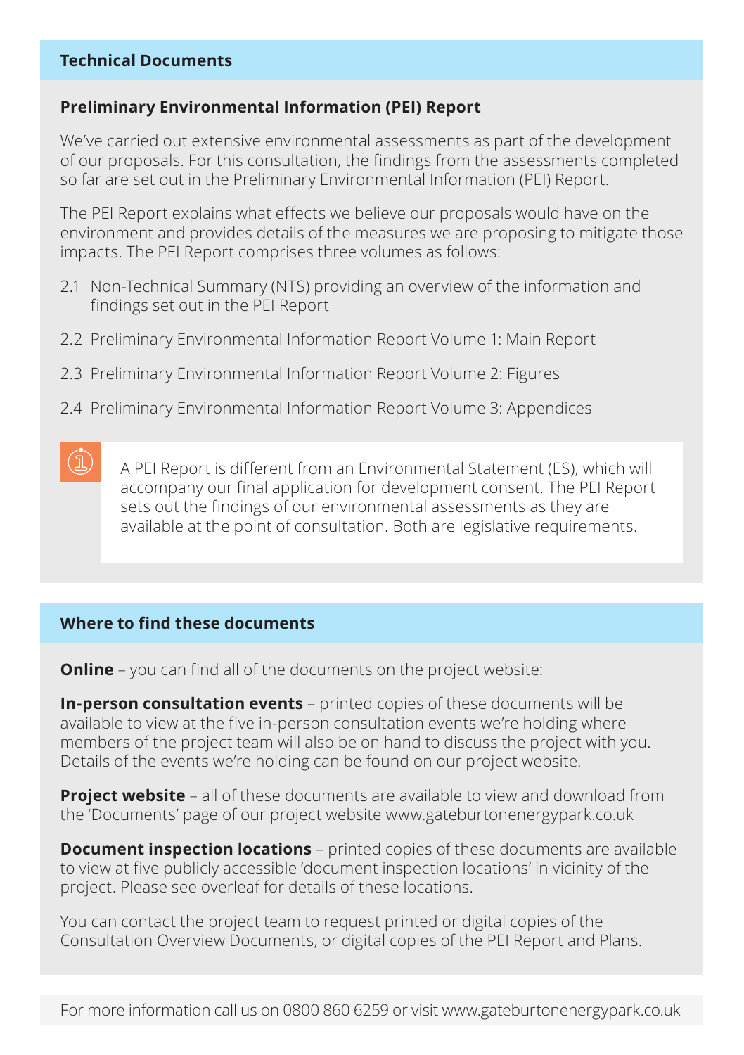## Technical Documents

### Preliminary Environmental Information (PEI) Report

We've carried out extensive environmental assessments as part of the development of our proposals. For this consultation, the findings from the assessments completed so far are set out in the Preliminary Environmental Information (PEI) Report.

The PEI Report explains what effects we believe our proposals would have on the environment and provides details of the measures we are proposing to mitigate those impacts. The PEI Report comprises three volumes as follows:

2.1 Non-Technical Summary (NTS) providing an overview of the information and findings set out in the PEI Report

2.2 Preliminary Environmental Information Report Volume 1: Main Report

2.3 Preliminary Environmental Information Report Volume 2: Figures

2.4 Preliminary Environmental Information Report Volume 3: Appendices

> A PEI Report is different from an Environmental Statement (ES), which will accompany our final application for development consent. The PEI Report sets out the findings of our environmental assessments as they are available at the point of consultation. Both are legislative requirements.

## Where to find these documents

**Online** – you can find all of the documents on the project website:

**In-person consultation events** – printed copies of these documents will be available to view at the five in-person consultation events we're holding where members of the project team will also be on hand to discuss the project with you. Details of the events we're holding can be found on our project website.

**Project website** – all of these documents are available to view and download from the 'Documents' page of our project website www.gateburtonenergypark.co.uk

**Document inspection locations** – printed copies of these documents are available to view at five publicly accessible 'document inspection locations' in vicinity of the project. Please see overleaf for details of these locations.

You can contact the project team to request printed or digital copies of the Consultation Overview Documents, or digital copies of the PEI Report and Plans.

For more information call us on 0800 860 6259 or visit www.gateburtonenergypark.co.uk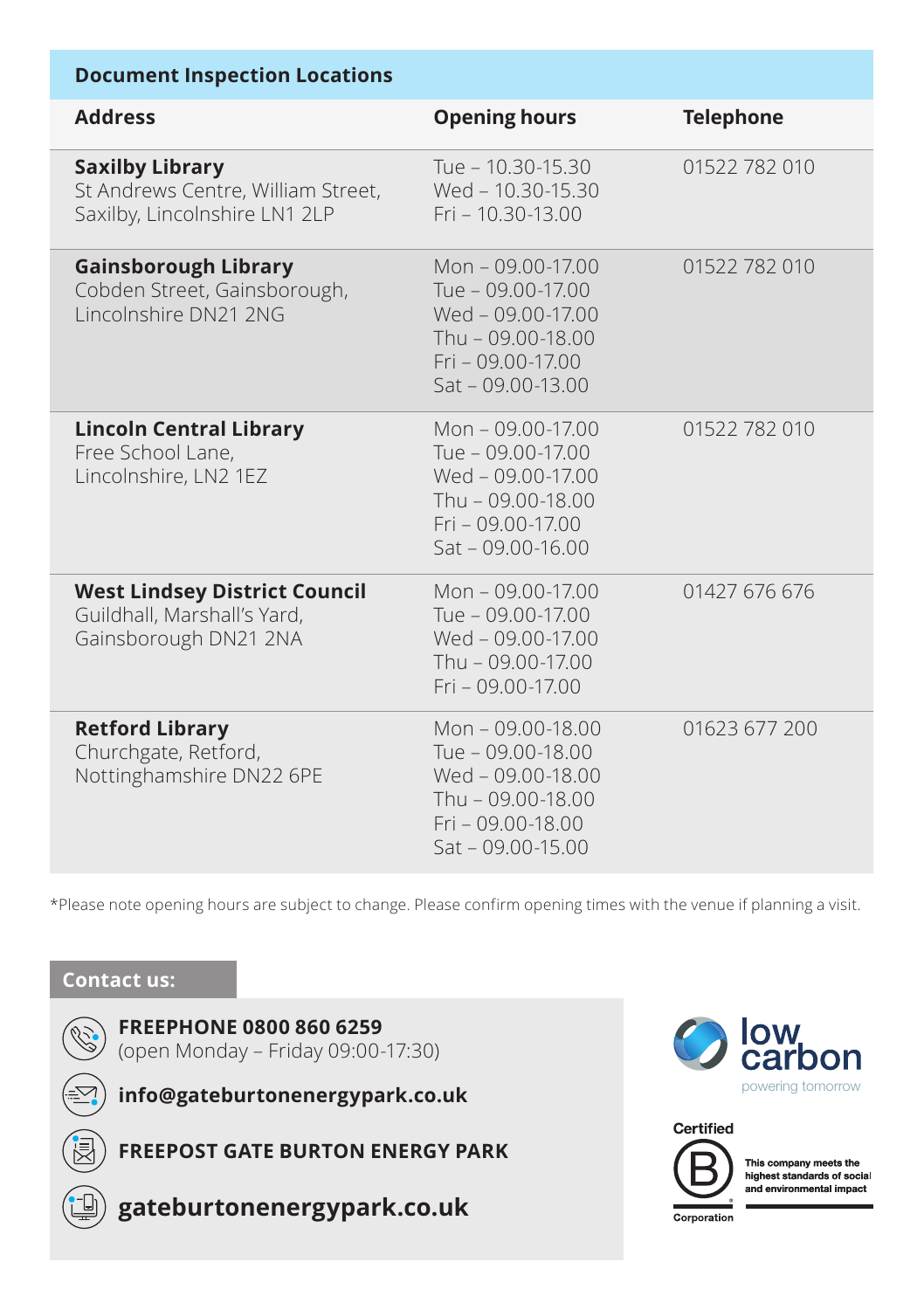## Document Inspection Locations

| Address | Opening hours | Telephone |
|---|---|---|
| **Saxilby Library**<br>St Andrews Centre, William Street, Saxilby, Lincolnshire LN1 2LP | Tue – 10.30-15.30<br>Wed – 10.30-15.30<br>Fri – 10.30-13.00 | 01522 782 010 |
| **Gainsborough Library**<br>Cobden Street, Gainsborough, Lincolnshire DN21 2NG | Mon – 09.00-17.00<br>Tue – 09.00-17.00<br>Wed – 09.00-17.00<br>Thu – 09.00-18.00<br>Fri – 09.00-17.00<br>Sat – 09.00-13.00 | 01522 782 010 |
| **Lincoln Central Library**<br>Free School Lane, Lincolnshire, LN2 1EZ | Mon – 09.00-17.00<br>Tue – 09.00-17.00<br>Wed – 09.00-17.00<br>Thu – 09.00-18.00<br>Fri – 09.00-17.00<br>Sat – 09.00-16.00 | 01522 782 010 |
| **West Lindsey District Council**<br>Guildhall, Marshall's Yard, Gainsborough DN21 2NA | Mon – 09.00-17.00<br>Tue – 09.00-17.00<br>Wed – 09.00-17.00<br>Thu – 09.00-17.00<br>Fri – 09.00-17.00 | 01427 676 676 |
| **Retford Library**<br>Churchgate, Retford, Nottinghamshire DN22 6PE | Mon – 09.00-18.00<br>Tue – 09.00-18.00<br>Wed – 09.00-18.00<br>Thu – 09.00-18.00<br>Fri – 09.00-18.00<br>Sat – 09.00-15.00 | 01623 677 200 |

*Please note opening hours are subject to change. Please confirm opening times with the venue if planning a visit.

## Contact us:

**FREEPHONE 0800 860 6259**
(open Monday – Friday 09:00-17:30)

**info@gateburtonenergypark.co.uk**

**FREEPOST GATE BURTON ENERGY PARK**

**gateburtonenergypark.co.uk**

low carbon
powering tomorrow

Certified B Corporation
This company meets the highest standards of social and environmental impact